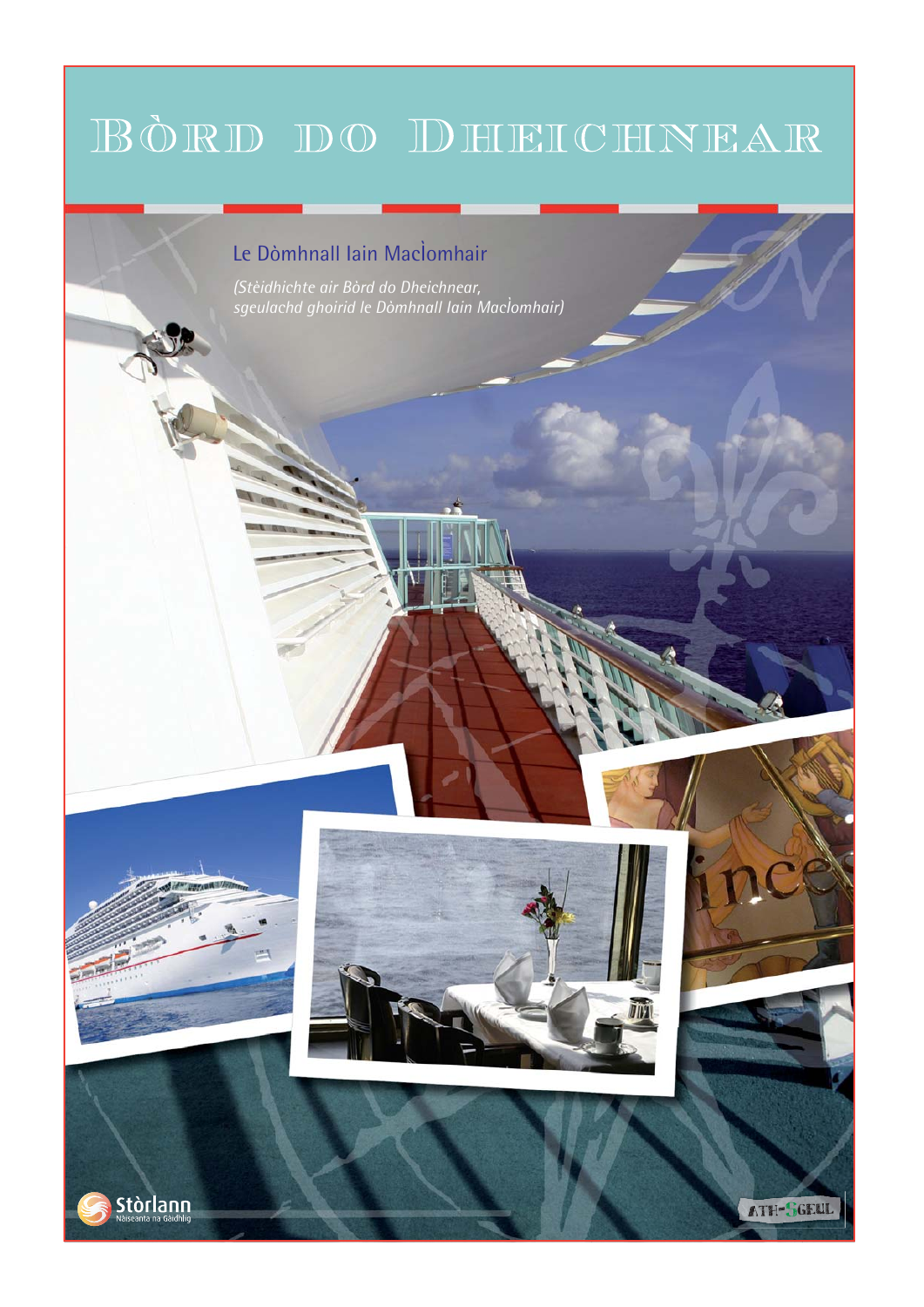# Bòrd do Dheichnear

Le Dòmhnall Iain MacÌomhair

*(Stèidhichte air Bòrd do Dheichnear, sgeulachd ghoirid le Dòmhnall Iain MacÌomhair)*

Stòrlann
Nàiseanta na Gàidhlig

ATH-SGEUL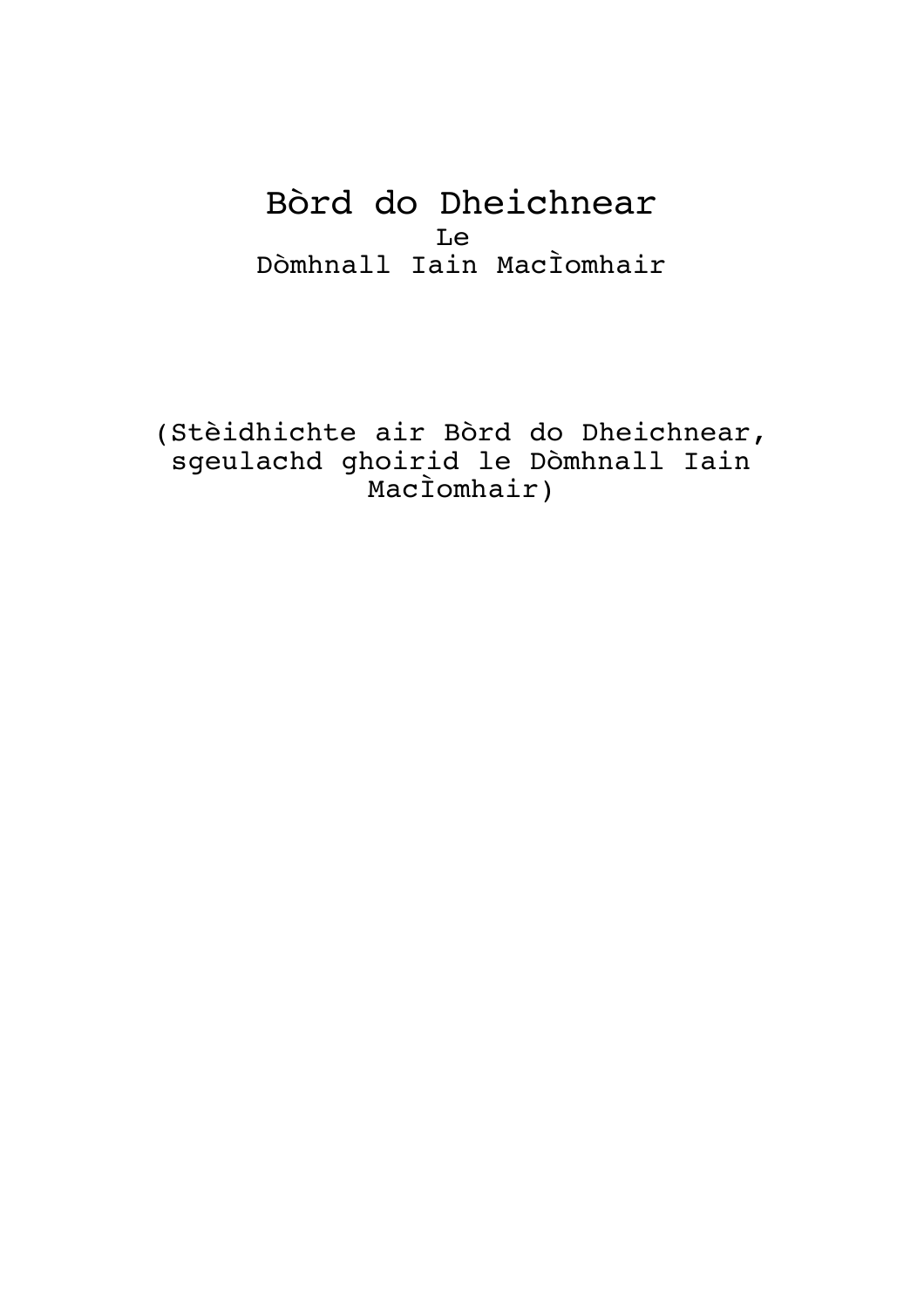# Bòrd do Dheichnear

Le

Dòmhnall Iain MacÌomhair

(Stèidhichte air Bòrd do Dheichnear, sgeulachd ghoirid le Dòmhnall Iain MacÌomhair)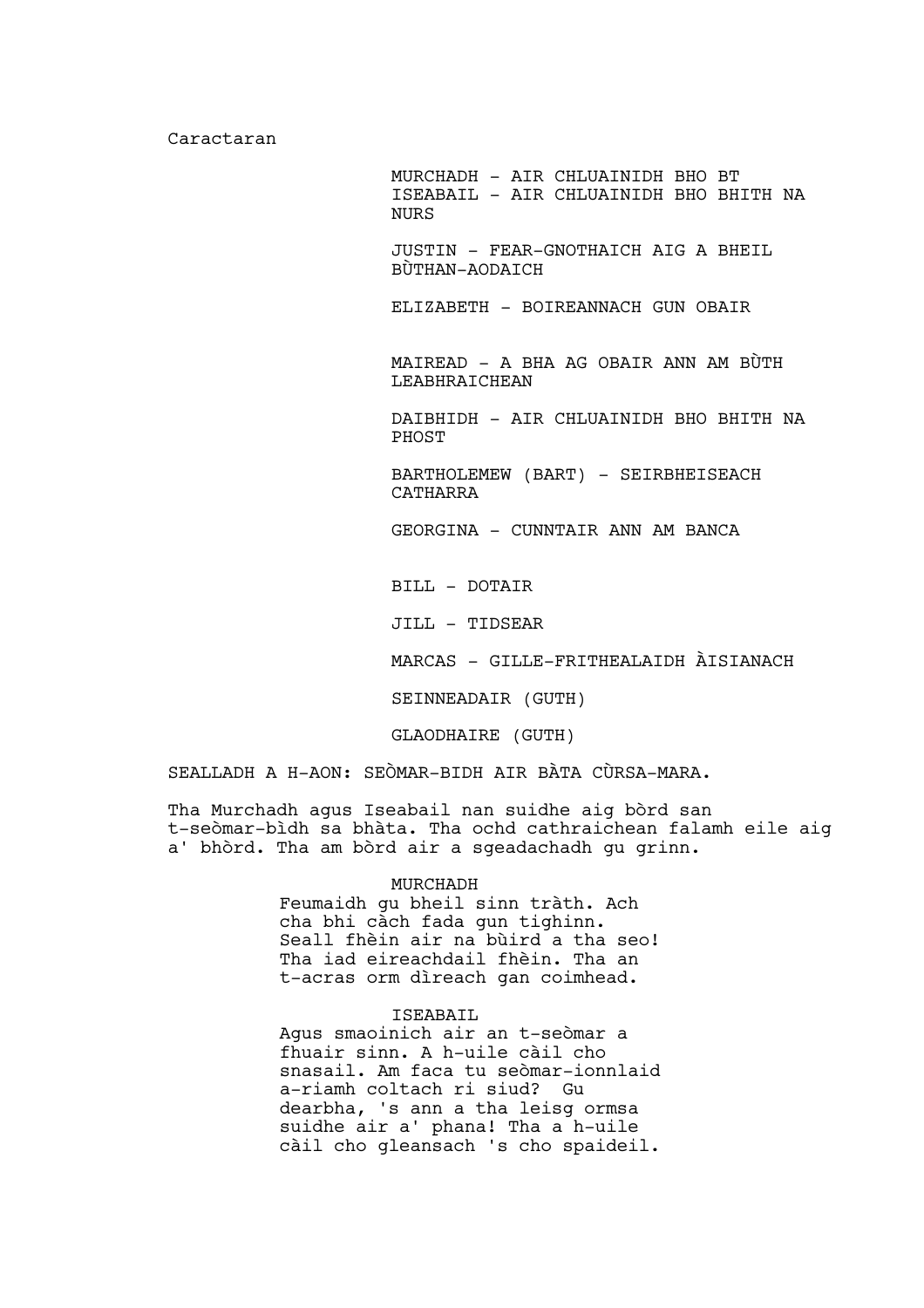Caractaran

MURCHADH - AIR CHLUAINIDH BHO BT
ISEABAIL - AIR CHLUAINIDH BHO BHITH NA NURS

JUSTIN - FEAR-GNOTHAICH AIG A BHEIL BÙTHAN-AODAICH

ELIZABETH - BOIREANNACH GUN OBAIR

MAIREAD - A BHA AG OBAIR ANN AM BÙTH LEABHRAICHEAN

DAIBHIDH - AIR CHLUAINIDH BHO BHITH NA PHOST

BARTHOLEMEW (BART) - SEIRBHEISEACH CATHARRA

GEORGINA - CUNNTAIR ANN AM BANCA

BILL - DOTAIR

JILL - TIDSEAR

MARCAS - GILLE-FRITHEALAIDH ÀISIANACH

SEINNEADAIR (GUTH)

GLAODHAIRE (GUTH)

SEALLADH A H-AON: SEÒMAR-BIDH AIR BÀTA CÙRSA-MARA.

Tha Murchadh agus Iseabail nan suidhe aig bòrd san t-seòmar-bìdh sa bhàta. Tha ochd cathraichean falamh eile aig a' bhòrd. Tha am bòrd air a sgeadachadh gu grinn.

MURCHADH
Feumaidh gu bheil sinn tràth. Ach cha bhi càch fada gun tighinn. Seall fhèin air na bùird a tha seo! Tha iad eireachdail fhèin. Tha an t-acras orm dìreach gan coimhead.

ISEABAIL
Agus smaoinich air an t-seòmar a fhuair sinn. A h-uile càil cho snasail. Am faca tu seòmar-ionnlaid a-riamh coltach ri siud? Gu dearbha, 's ann a tha leisg ormsa suidhe air a' phana! Tha a h-uile càil cho gleansach 's cho spaideil.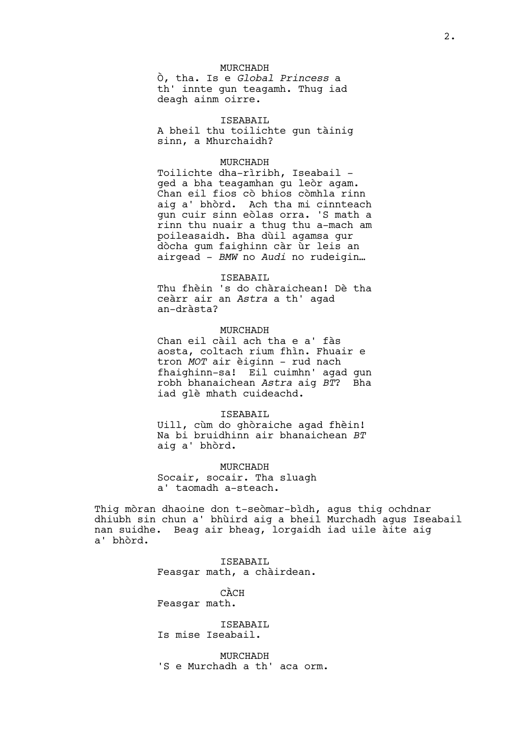MURCHADH

Ò, tha. Is e *Global Princess* a th' innte gun teagamh. Thug iad deagh ainm oirre.

ISEABAIL

A bheil thu toilichte gun tàinig sinn, a Mhurchaidh?

MURCHADH

Toilichte dha-rìribh, Iseabail - ged a bha teagamhan gu leòr agam. Chan eil fios cò bhios còmhla rinn aig a' bhòrd. Ach tha mi cinnteach gun cuir sinn eòlas orra. 'S math a rinn thu nuair a thug thu a-mach am poileasaidh. Bha dùil agamsa gur dòcha gum faighinn càr ùr leis an airgead - *BMW* no *Audi* no rudeigin…

ISEABAIL

Thu fhèin 's do chàraichean! Dè tha ceàrr air an *Astra* a th' agad an-dràsta?

MURCHADH

Chan eil càil ach tha e a' fàs aosta, coltach rium fhìn. Fhuair e tron *MOT* air èiginn - rud nach fhaighinn-sa! Eil cuimhn' agad gun robh bhanaichean *Astra* aig *BT*? Bha iad glè mhath cuideachd.

ISEABAIL

Uill, cùm do ghòraiche agad fhèin! Na bi bruidhinn air bhanaichean *BT* aig a' bhòrd.

MURCHADH

Socair, socair. Tha sluagh a' taomadh a-steach.

Thig mòran dhaoine don t-seòmar-bìdh, agus thig ochdnar dhiubh sin chun a' bhùird aig a bheil Murchadh agus Iseabail nan suidhe. Beag air bheag, lorgaidh iad uile àite aig a' bhòrd.

ISEABAIL

Feasgar math, a chàirdean.

CÀCH

Feasgar math.

ISEABAIL

Is mise Iseabail.

MURCHADH

'S e Murchadh a th' aca orm.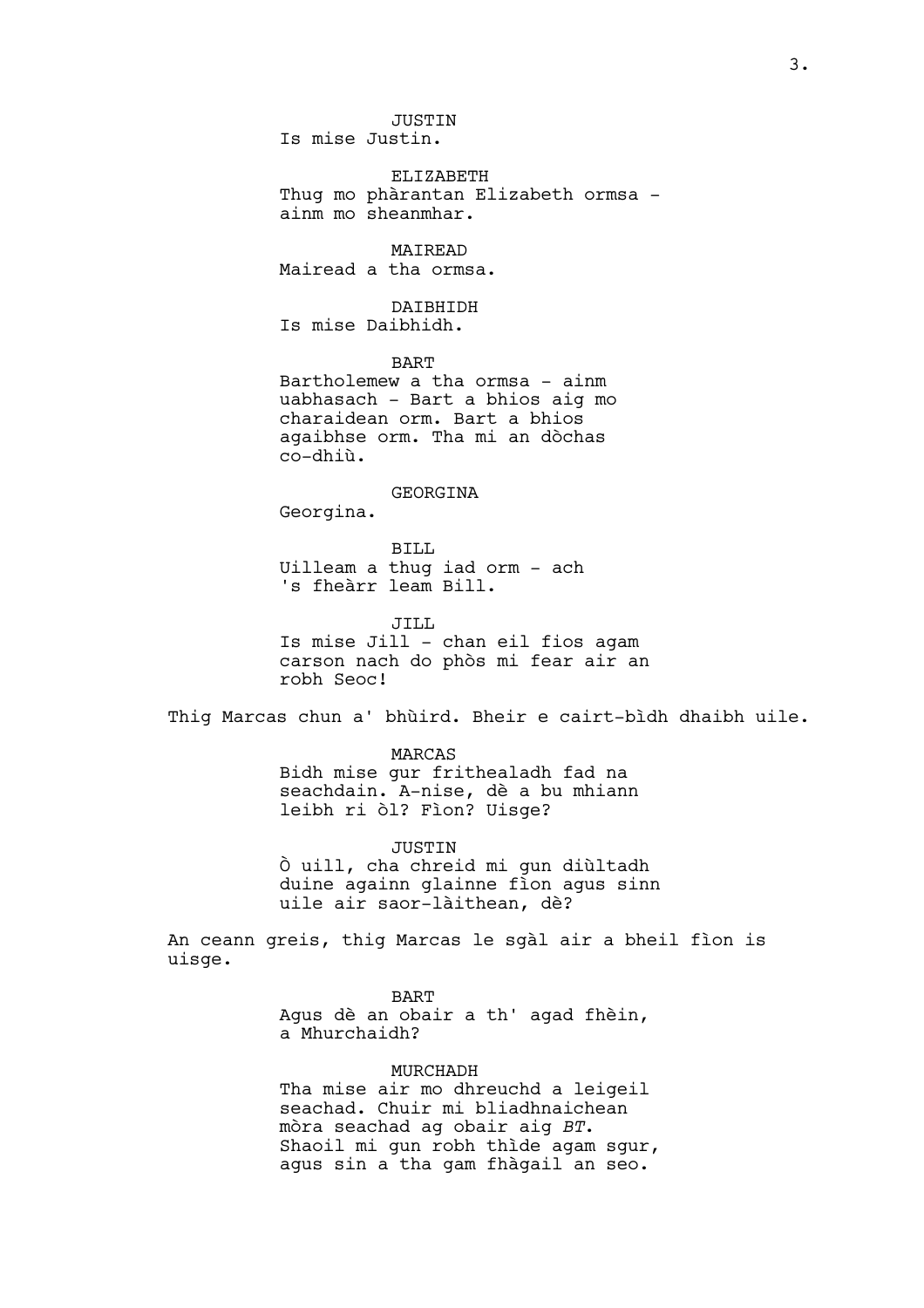JUSTIN
Is mise Justin.

ELIZABETH
Thug mo phàrantan Elizabeth ormsa - ainm mo sheanmhar.

MAIREAD
Mairead a tha ormsa.

DAIBHIDH
Is mise Daibhidh.

BART
Bartholemew a tha ormsa - ainm uabhasach - Bart a bhios aig mo charaidean orm. Bart a bhios agaibhse orm. Tha mi an dòchas co-dhiù.

GEORGINA
Georgina.

BILL
Uilleam a thug iad orm - ach 's fheàrr leam Bill.

JILL
Is mise Jill - chan eil fios agam carson nach do phòs mi fear air an robh Seoc!

Thig Marcas chun a' bhùird. Bheir e cairt-bìdh dhaibh uile.

MARCAS
Bidh mise gur frithealadh fad na seachdain. A-nise, dè a bu mhiann leibh ri òl? Fìon? Uisge?

JUSTIN
Ò uill, cha chreid mi gun diùltadh duine againn glainne fìon agus sinn uile air saor-làithean, dè?

An ceann greis, thig Marcas le sgàl air a bheil fìon is uisge.

BART
Agus dè an obair a th' agad fhèin, a Mhurchaidh?

MURCHADH
Tha mise air mo dhreuchd a leigeil seachad. Chuir mi bliadhnaichean mòra seachad ag obair aig *BT*. Shaoil mi gun robh thìde agam sgur, agus sin a tha gam fhàgail an seo.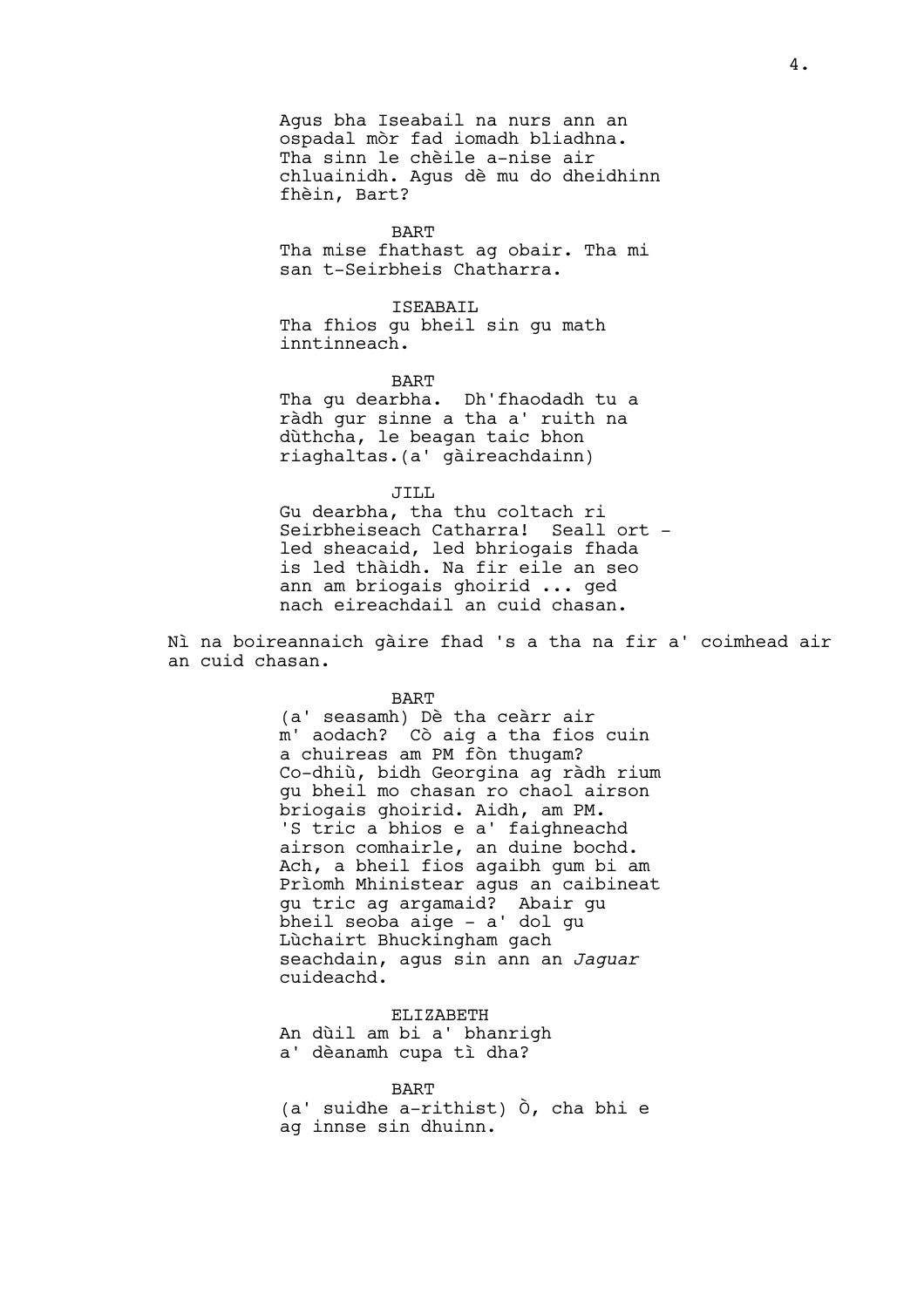Agus bha Iseabail na nurs ann an ospadal mòr fad iomadh bliadhna. Tha sinn le chèile a-nise air chluainidh. Agus dè mu do dheidhinn fhèin, Bart?

BART

Tha mise fhathast ag obair. Tha mi san t-Seirbheis Chatharra.

ISEABAIL

Tha fhios gu bheil sin gu math inntinneach.

BART

Tha gu dearbha. Dh'fhaodadh tu a ràdh gur sinne a tha a' ruith na dùthcha, le beagan taic bhon riaghaltas.(a' gàireachdainn)

JILL

Gu dearbha, tha thu coltach ri Seirbheiseach Catharra! Seall ort - led sheacaid, led bhriogais fhada is led thàidh. Na fir eile an seo ann am briogais ghoirid ... ged nach eireachdail an cuid chasan.

Nì na boireannaich gàire fhad 's a tha na fir a' coimhead air an cuid chasan.

BART

(a' seasamh) Dè tha ceàrr air m' aodach? Cò aig a tha fios cuin a chuireas am PM fòn thugam? Co-dhiù, bidh Georgina ag ràdh rium gu bheil mo chasan ro chaol airson briogais ghoirid. Aidh, am PM. 'S tric a bhios e a' faighneachd airson comhairle, an duine bochd. Ach, a bheil fios agaibh gum bi am Prìomh Mhinistear agus an caibineat gu tric ag argamaid? Abair gu bheil seoba aige - a' dol gu Lùchairt Bhuckingham gach seachdain, agus sin ann an *Jaguar* cuideachd.

ELIZABETH

An dùil am bi a' bhanrigh a' dèanamh cupa tì dha?

BART

(a' suidhe a-rithist) Ò, cha bhi e ag innse sin dhuinn.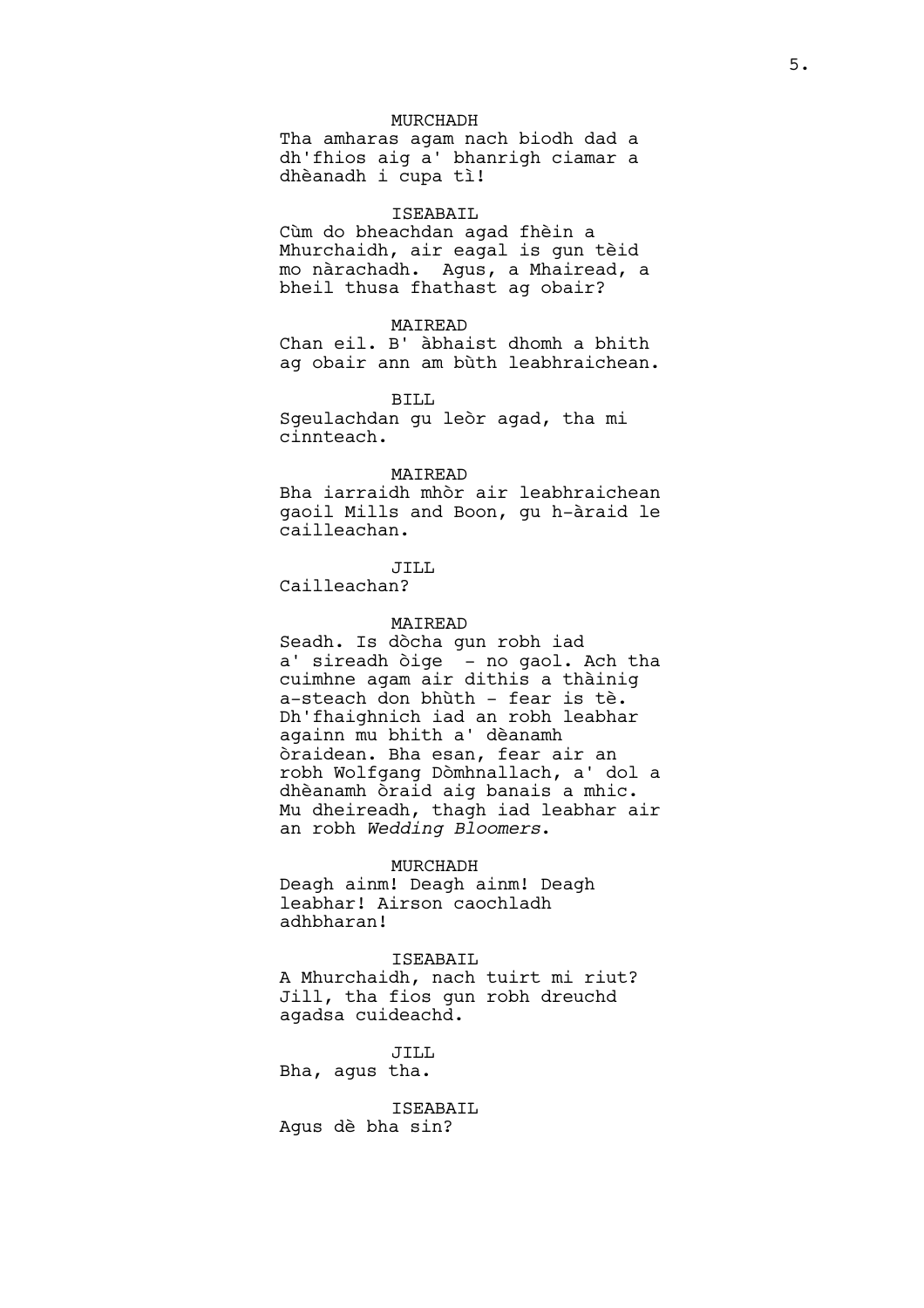MURCHADH

Tha amharas agam nach biodh dad a dh'fhios aig a' bhanrigh ciamar a dhèanadh i cupa tì!

ISEABAIL

Cùm do bheachdan agad fhèin a Mhurchaidh, air eagal is gun tèid mo nàrachadh. Agus, a Mhairead, a bheil thusa fhathast ag obair?

MAIREAD

Chan eil. B' àbhaist dhomh a bhith ag obair ann am bùth leabhraichean.

BILL

Sgeulachdan gu leòr agad, tha mi cinnteach.

MAIREAD

Bha iarraidh mhòr air leabhraichean gaoil Mills and Boon, gu h-àraid le cailleachan.

JILL

Cailleachan?

MAIREAD

Seadh. Is dòcha gun robh iad a' sireadh òige  - no gaol. Ach tha cuimhne agam air dithis a thàinig a-steach don bhùth - fear is tè. Dh'fhaighnich iad an robh leabhar againn mu bhith a' dèanamh òraidean. Bha esan, fear air an robh Wolfgang Dòmhnallach, a' dol a dhèanamh òraid aig banais a mhic. Mu dheireadh, thagh iad leabhar air an robh *Wedding Bloomers*.

MURCHADH

Deagh ainm! Deagh ainm! Deagh leabhar! Airson caochladh adhbharan!

ISEABAIL

A Mhurchaidh, nach tuirt mi riut? Jill, tha fios gun robh dreuchd agadsa cuideachd.

JILL

Bha, agus tha.

ISEABAIL

Agus dè bha sin?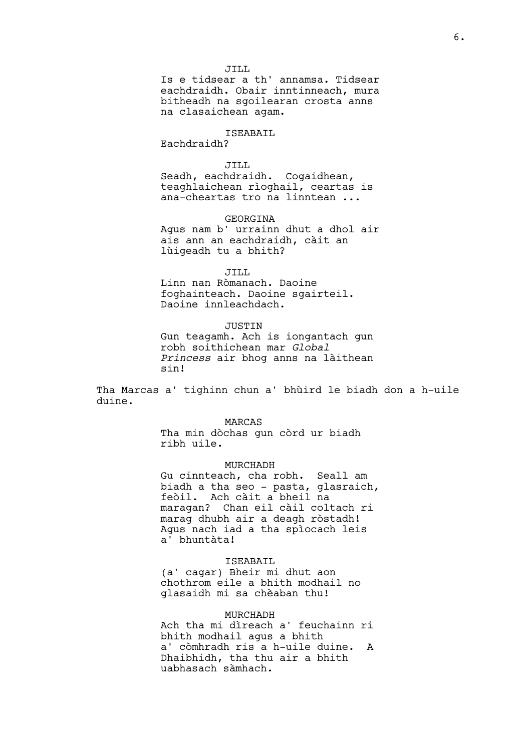JILL
Is e tidsear a th' annamsa. Tidsear eachdraidh. Obair inntinneach, mura bitheadh na sgoilearan crosta anns na clasaichean agam.

ISEABAIL
Eachdraidh?

JILL
Seadh, eachdraidh. Cogaidhean, teaghlaichean rìoghail, ceartas is ana-cheartas tro na linntean ...

GEORGINA
Agus nam b' urrainn dhut a dhol air ais ann an eachdraidh, càit an lùigeadh tu a bhith?

JILL
Linn nan Ròmanach. Daoine foghainteach. Daoine sgairteil. Daoine innleachdach.

JUSTIN
Gun teagamh. Ach is iongantach gun robh soithichean mar *Global Princess* air bhog anns na làithean sin!

Tha Marcas a' tighinn chun a' bhùird le biadh don a h-uile duine.

MARCAS
Tha min dòchas gun còrd ur biadh ribh uile.

MURCHADH
Gu cinnteach, cha robh. Seall am biadh a tha seo - pasta, glasraich, feòil. Ach càit a bheil na maragan? Chan eil càil coltach ri marag dhubh air a deagh ròstadh! Agus nach iad a tha spìocach leis a' bhuntàta!

ISEABAIL
(a' cagar) Bheir mi dhut aon chothrom eile a bhith modhail no glasaidh mi sa chèaban thu!

MURCHADH
Ach tha mi dìreach a' feuchainn ri bhith modhail agus a bhith a' còmhradh ris a h-uile duine. A Dhaibhidh, tha thu air a bhith uabhasach sàmhach.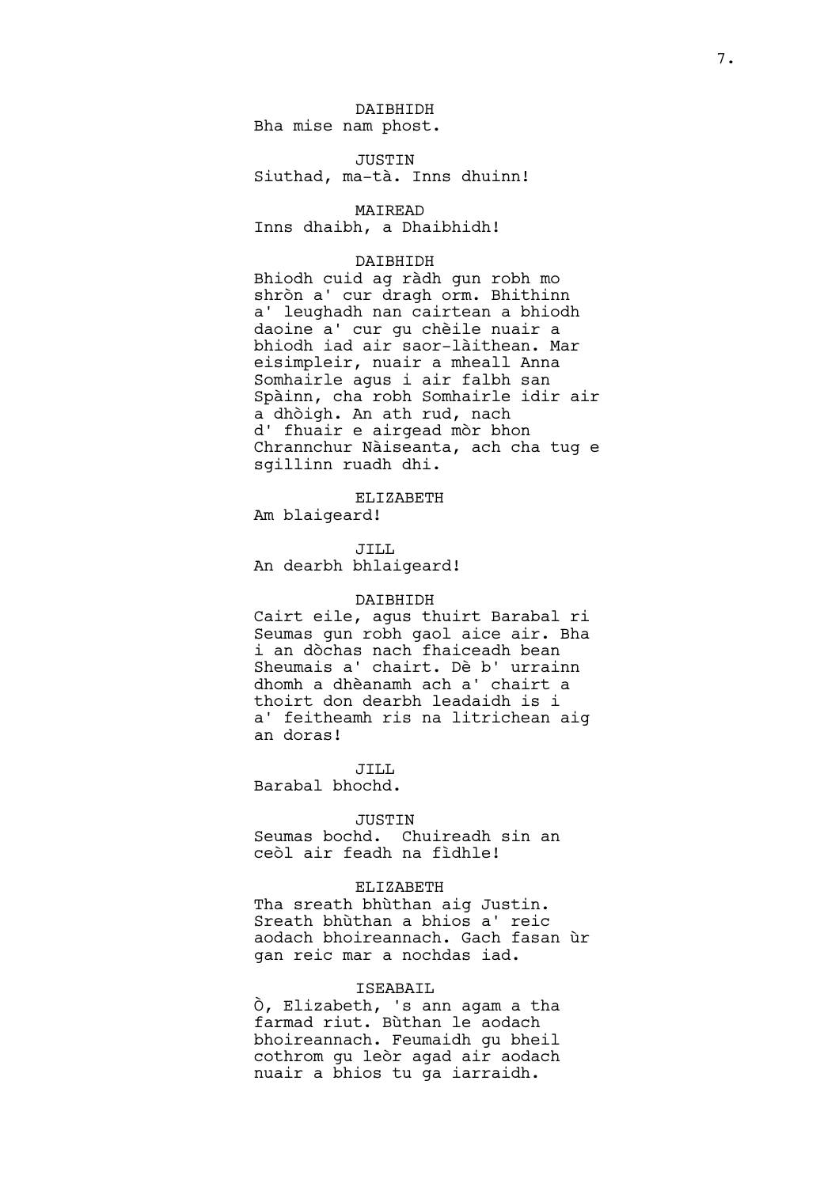DAIBHIDH
Bha mise nam phost.

JUSTIN
Siuthad, ma-tà. Inns dhuinn!

MAIREAD
Inns dhaibh, a Dhaibhidh!

DAIBHIDH
Bhiodh cuid ag ràdh gun robh mo shròn a' cur dragh orm. Bhithinn a' leughadh nan cairtean a bhiodh daoine a' cur gu chèile nuair a bhiodh iad air saor-làithean. Mar eisimpleir, nuair a mheall Anna Somhairle agus i air falbh san Spàinn, cha robh Somhairle idir air a dhòigh. An ath rud, nach d' fhuair e airgead mòr bhon Chrannchur Nàiseanta, ach cha tug e sgillinn ruadh dhi.

ELIZABETH
Am blaigeard!

JILL
An dearbh bhlaigeard!

DAIBHIDH
Cairt eile, agus thuirt Barabal ri Seumas gun robh gaol aice air. Bha i an dòchas nach fhaiceadh bean Sheumais a' chairt. Dè b' urrainn dhomh a dhèanamh ach a' chairt a thoirt don dearbh leadaidh is i a' feitheamh ris na litrichean aig an doras!

JILL
Barabal bhochd.

JUSTIN
Seumas bochd. Chuireadh sin an ceòl air feadh na fìdhle!

ELIZABETH
Tha sreath bhùthan aig Justin. Sreath bhùthan a bhios a' reic aodach bhoireannach. Gach fasan ùr gan reic mar a nochdas iad.

ISEABAIL
Ò, Elizabeth, 's ann agam a tha farmad riut. Bùthan le aodach bhoireannach. Feumaidh gu bheil cothrom gu leòr agad air aodach nuair a bhios tu ga iarraidh.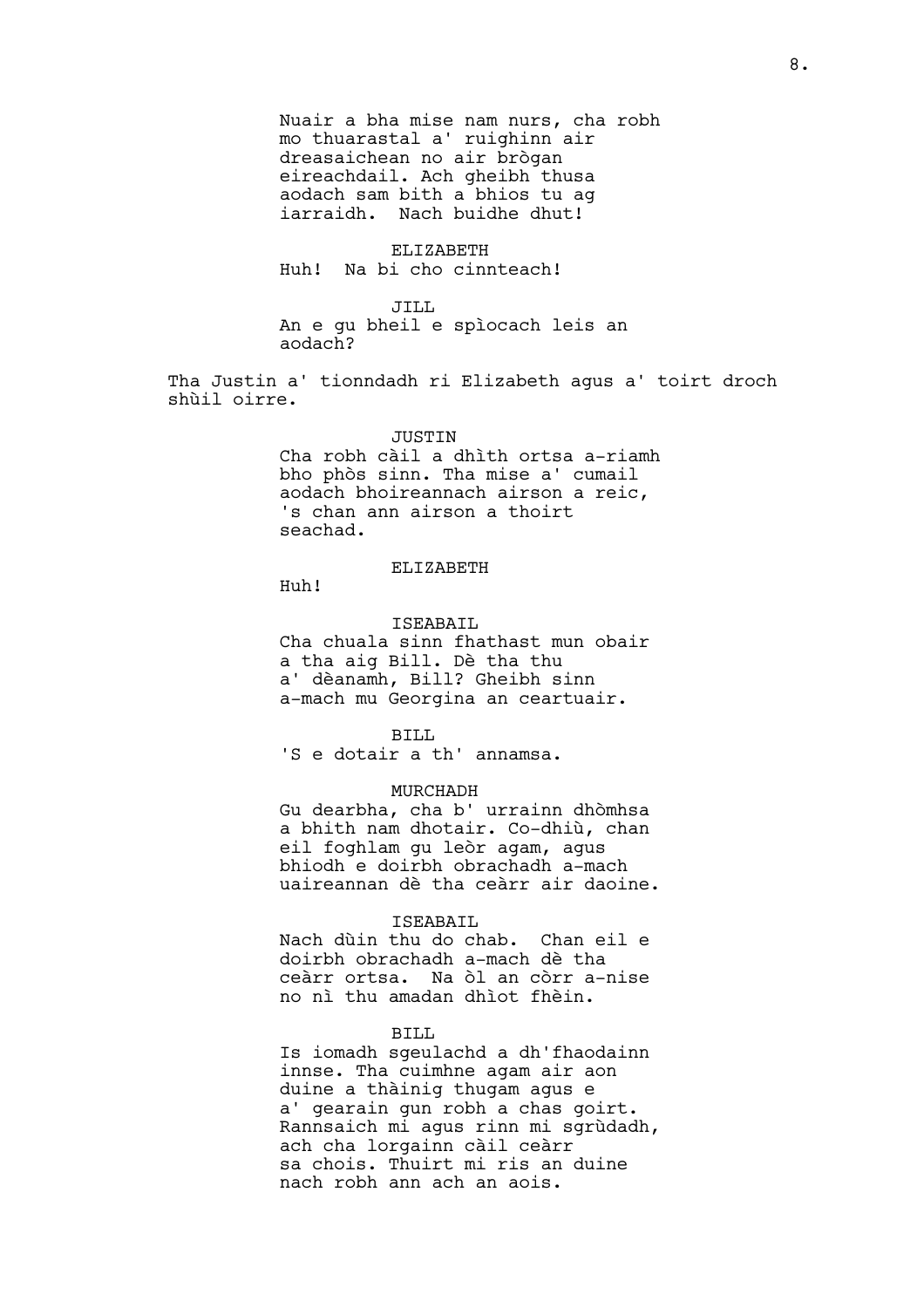Nuair a bha mise nam nurs, cha robh mo thuarastal a' ruighinn air dreasaichean no air brògan eireachdail. Ach gheibh thusa aodach sam bith a bhios tu ag iarraidh. Nach buidhe dhut!

ELIZABETH

Huh! Na bi cho cinnteach!

JILL

An e gu bheil e spìocach leis an aodach?

Tha Justin a' tionndadh ri Elizabeth agus a' toirt droch shùil oirre.

JUSTIN

Cha robh càil a dhìth ortsa a-riamh bho phòs sinn. Tha mise a' cumail aodach bhoireannach airson a reic, 's chan ann airson a thoirt seachad.

ELIZABETH

Huh!

ISEABAIL

Cha chuala sinn fhathast mun obair a tha aig Bill. Dè tha thu a' dèanamh, Bill? Gheibh sinn a-mach mu Georgina an ceartuair.

BILL

'S e dotair a th' annamsa.

MURCHADH

Gu dearbha, cha b' urrainn dhòmhsa a bhith nam dhotair. Co-dhiù, chan eil foghlam gu leòr agam, agus bhiodh e doirbh obrachadh a-mach uaireannan dè tha ceàrr air daoine.

ISEABAIL

Nach dùin thu do chab. Chan eil e doirbh obrachadh a-mach dè tha ceàrr ortsa. Na òl an còrr a-nise no nì thu amadan dhìot fhèin.

BILL

Is iomadh sgeulachd a dh'fhaodainn innse. Tha cuimhne agam air aon duine a thàinig thugam agus e a' gearain gun robh a chas goirt. Rannsaich mi agus rinn mi sgrùdadh, ach cha lorgainn càil ceàrr sa chois. Thuirt mi ris an duine nach robh ann ach an aois.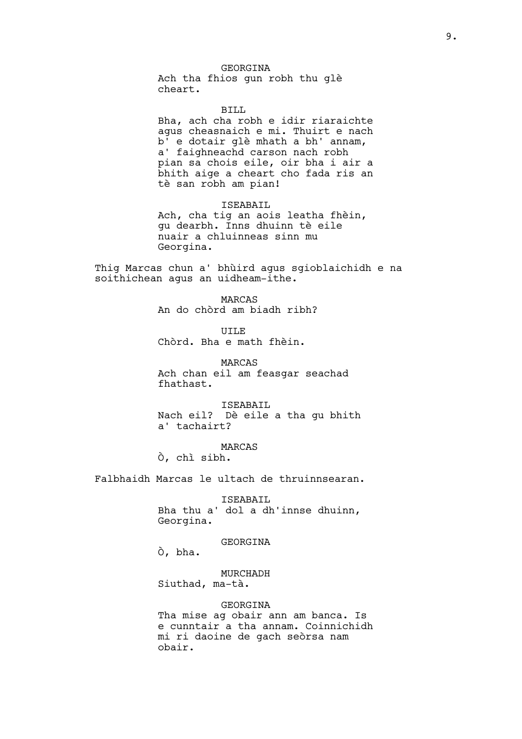GEORGINA

Ach tha fhios gun robh thu glè cheart.

BILL

Bha, ach cha robh e idir riaraichte agus cheasnaich e mi. Thuirt e nach b' e dotair glè mhath a bh' annam, a' faighneachd carson nach robh pian sa chois eile, oir bha i air a bhith aige a cheart cho fada ris an tè san robh am pian!

ISEABAIL

Ach, cha tig an aois leatha fhèin, gu dearbh. Inns dhuinn tè eile nuair a chluinneas sinn mu Georgina.

Thig Marcas chun a' bhùird agus sgioblaichidh e na soithichean agus an uidheam-ithe.

MARCAS

An do chòrd am biadh ribh?

UILE

Chòrd. Bha e math fhèin.

MARCAS

Ach chan eil am feasgar seachad fhathast.

ISEABAIL

Nach eil? Dè eile a tha gu bhith a' tachairt?

MARCAS

Ò, chì sibh.

Falbhaidh Marcas le ultach de thruinnsearan.

ISEABAIL

Bha thu a' dol a dh'innse dhuinn, Georgina.

GEORGINA

Ò, bha.

MURCHADH

Siuthad, ma-tà.

GEORGINA

Tha mise ag obair ann am banca. Is e cunntair a tha annam. Coinnichidh mi ri daoine de gach seòrsa nam obair.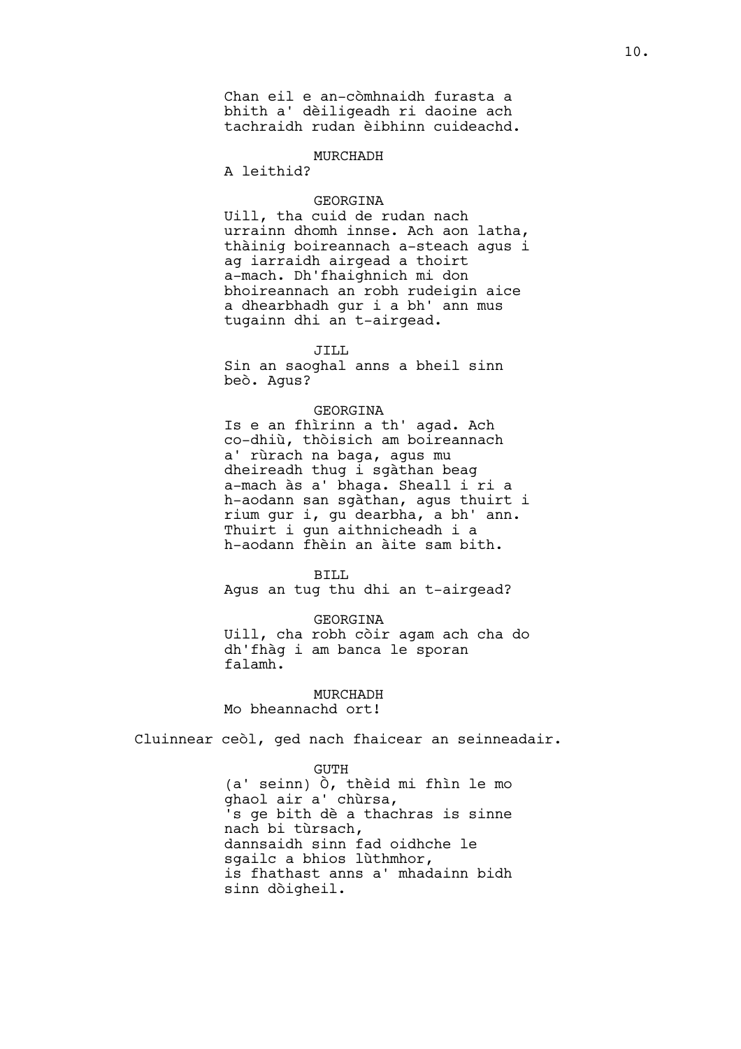Chan eil e an-còmhnaidh furasta a bhith a' dèiligeadh ri daoine ach tachraidh rudan èibhinn cuideachd.

MURCHADH
A leithid?

GEORGINA
Uill, tha cuid de rudan nach urrainn dhomh innse. Ach aon latha, thàinig boireannach a-steach agus i ag iarraidh airgead a thoirt a-mach. Dh'fhaighnich mi don bhoireannach an robh rudeigin aice a dhearbhadh gur i a bh' ann mus tugainn dhi an t-airgead.

JILL
Sin an saoghal anns a bheil sinn beò. Agus?

GEORGINA
Is e an fhìrinn a th' agad. Ach co-dhiù, thòisich am boireannach a' rùrach na baga, agus mu dheireadh thug i sgàthan beag a-mach às a' bhaga. Sheall i ri a h-aodann san sgàthan, agus thuirt i rium gur i, gu dearbha, a bh' ann. Thuirt i gun aithnicheadh i a h-aodann fhèin an àite sam bith.

BILL
Agus an tug thu dhi an t-airgead?

GEORGINA
Uill, cha robh còir agam ach cha do dh'fhàg i am banca le sporan falamh.

MURCHADH
Mo bheannachd ort!

Cluinnear ceòl, ged nach fhaicear an seinneadair.

GUTH
(a' seinn) Ò, thèid mi fhìn le mo ghaol air a' chùrsa,
's ge bith dè a thachras is sinne nach bi tùrsach,
dannsaidh sinn fad oidhche le sgailc a bhios lùthmhor,
is fhathast anns a' mhadainn bidh sinn dòigheil.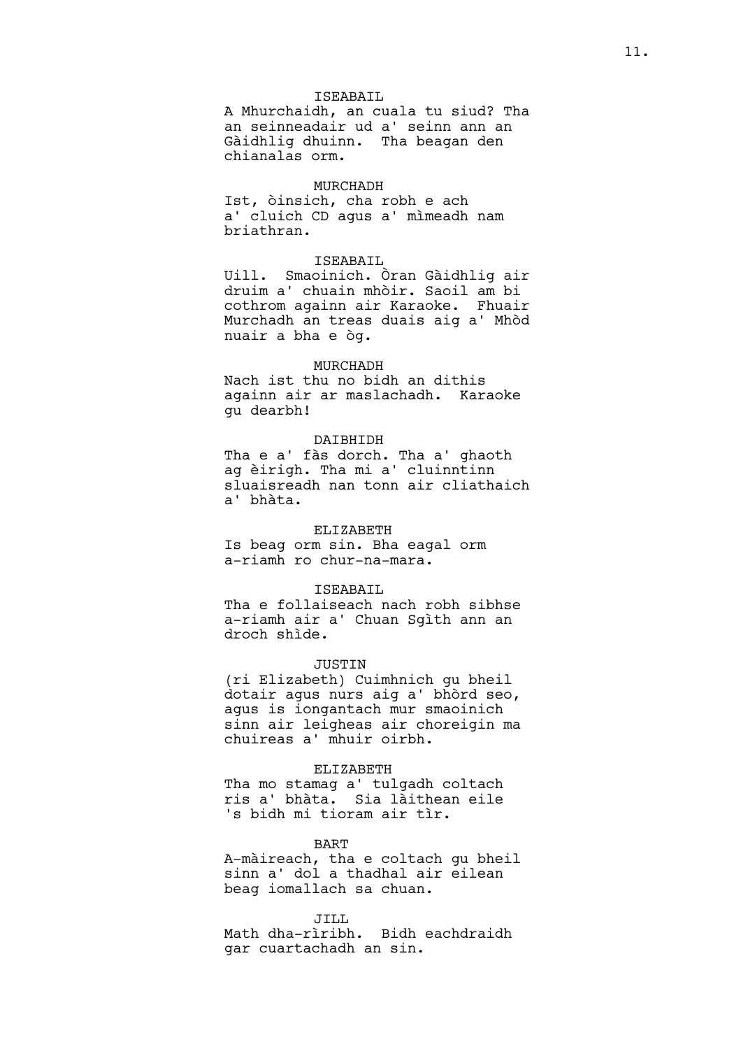ISEABAIL

A Mhurchaidh, an cuala tu siud? Tha an seinneadair ud a' seinn ann an Gàidhlig dhuinn. Tha beagan den chianalas orm.

MURCHADH

Ist, òinsich, cha robh e ach a' cluich CD agus a' mìmeadh nam briathran.

ISEABAIL

Uill. Smaoinich. Òran Gàidhlig air druim a' chuain mhòir. Saoil am bi cothrom againn air Karaoke. Fhuair Murchadh an treas duais aig a' Mhòd nuair a bha e òg.

MURCHADH

Nach ist thu no bidh an dithis againn air ar maslachadh. Karaoke gu dearbh!

DAIBHIDH

Tha e a' fàs dorch. Tha a' ghaoth ag èirigh. Tha mi a' cluinntinn sluaisreadh nan tonn air cliathaich a' bhàta.

ELIZABETH

Is beag orm sin. Bha eagal orm a-riamh ro chur-na-mara.

ISEABAIL

Tha e follaiseach nach robh sibhse a-riamh air a' Chuan Sgìth ann an droch shìde.

JUSTIN

(ri Elizabeth) Cuimhnich gu bheil dotair agus nurs aig a' bhòrd seo, agus is iongantach mur smaoinich sinn air leigheas air choreigin ma chuireas a' mhuir oirbh.

ELIZABETH

Tha mo stamag a' tulgadh coltach ris a' bhàta. Sia làithean eile 's bidh mi tioram air tìr.

BART

A-màireach, tha e coltach gu bheil sinn a' dol a thadhal air eilean beag iomallach sa chuan.

JILL

Math dha-rìribh. Bidh eachdraidh gar cuartachadh an sin.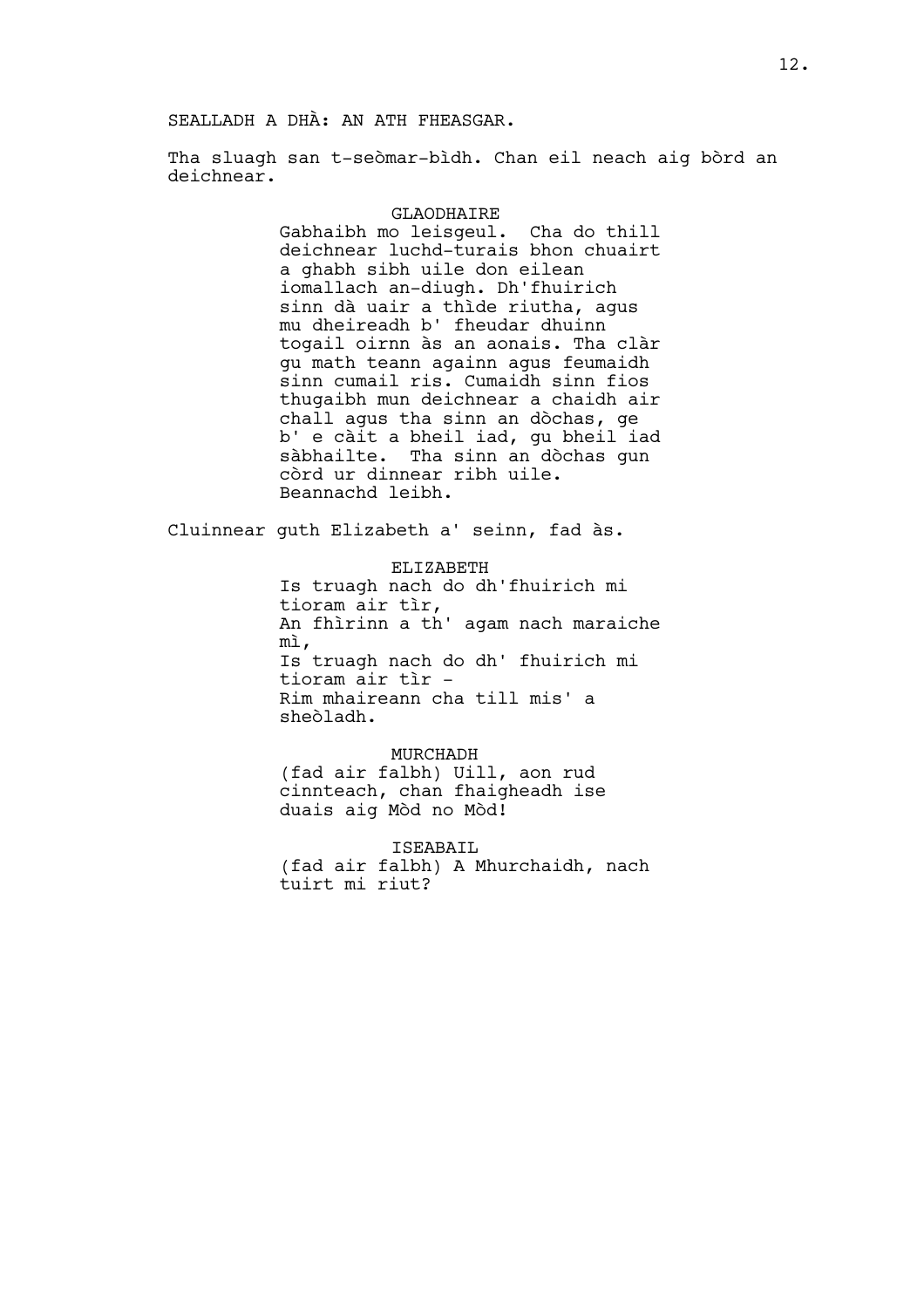SEALLADH A DHÀ: AN ATH FHEASGAR.

Tha sluagh san t-seòmar-bìdh. Chan eil neach aig bòrd an deichnear.

GLAODHAIRE

Gabhaibh mo leisgeul. Cha do thill deichnear luchd-turais bhon chuairt a ghabh sibh uile don eilean iomallach an-diugh. Dh'fhuirich sinn dà uair a thìde riutha, agus mu dheireadh b' fheudar dhuinn togail oirnn às an aonais. Tha clàr gu math teann againn agus feumaidh sinn cumail ris. Cumaidh sinn fios thugaibh mun deichnear a chaidh air chall agus tha sinn an dòchas, ge b' e càit a bheil iad, gu bheil iad sàbhailte. Tha sinn an dòchas gun còrd ur dinnear ribh uile. Beannachd leibh.

Cluinnear guth Elizabeth a' seinn, fad às.

ELIZABETH

Is truagh nach do dh'fhuirich mi tioram air tìr,
An fhìrinn a th' agam nach maraiche mì,
Is truagh nach do dh' fhuirich mi tioram air tìr -
Rim mhaireann cha till mis' a sheòladh.

MURCHADH

(fad air falbh) Uill, aon rud cinnteach, chan fhaigheadh ise duais aig Mòd no Mòd!

ISEABAIL

(fad air falbh) A Mhurchaidh, nach tuirt mi riut?